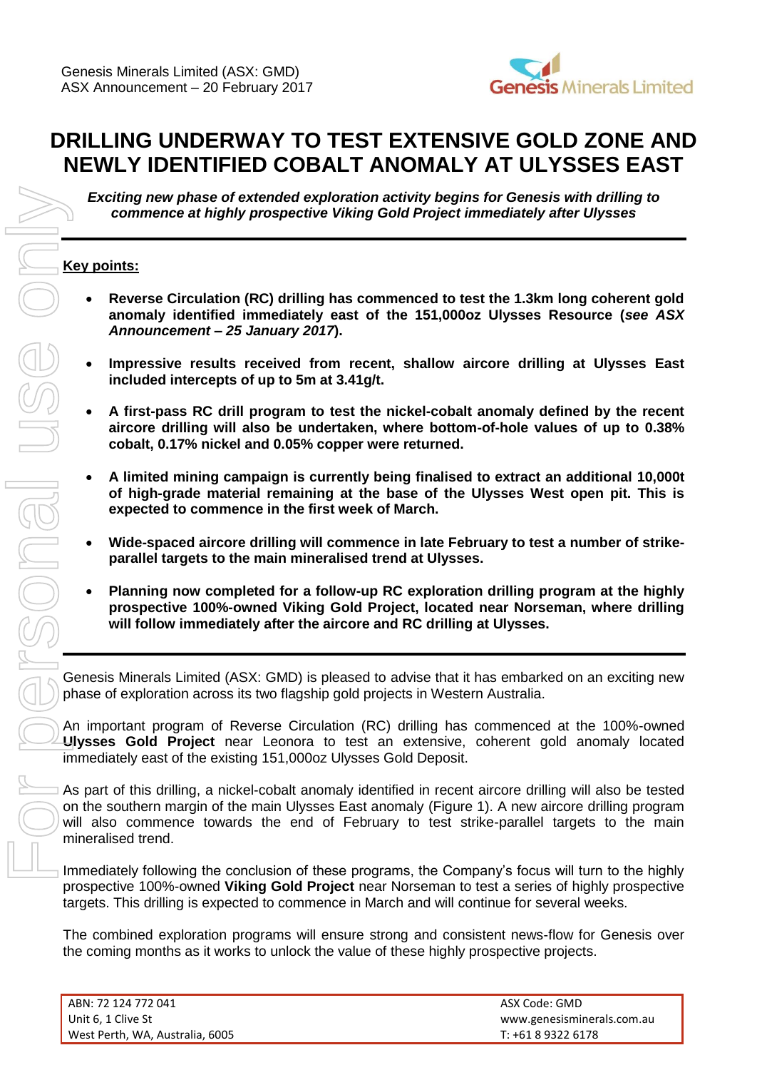Genesis Minerals Limited (ASX: GMD)
ASX Announcement – 20 February 2017

# DRILLING UNDERWAY TO TEST EXTENSIVE GOLD ZONE AND NEWLY IDENTIFIED COBALT ANOMALY AT ULYSSES EAST

***Exciting new phase of extended exploration activity begins for Genesis with drilling to commence at highly prospective Viking Gold Project immediately after Ulysses***

## Key points:

- **Reverse Circulation (RC) drilling has commenced to test the 1.3km long coherent gold anomaly identified immediately east of the 151,000oz Ulysses Resource (*see ASX Announcement – 25 January 2017*).**
- **Impressive results received from recent, shallow aircore drilling at Ulysses East included intercepts of up to 5m at 3.41g/t.**
- **A first-pass RC drill program to test the nickel-cobalt anomaly defined by the recent aircore drilling will also be undertaken, where bottom-of-hole values of up to 0.38% cobalt, 0.17% nickel and 0.05% copper were returned.**
- **A limited mining campaign is currently being finalised to extract an additional 10,000t of high-grade material remaining at the base of the Ulysses West open pit. This is expected to commence in the first week of March.**
- **Wide-spaced aircore drilling will commence in late February to test a number of strike-parallel targets to the main mineralised trend at Ulysses.**
- **Planning now completed for a follow-up RC exploration drilling program at the highly prospective 100%-owned Viking Gold Project, located near Norseman, where drilling will follow immediately after the aircore and RC drilling at Ulysses.**

Genesis Minerals Limited (ASX: GMD) is pleased to advise that it has embarked on an exciting new phase of exploration across its two flagship gold projects in Western Australia.

An important program of Reverse Circulation (RC) drilling has commenced at the 100%-owned **Ulysses Gold Project** near Leonora to test an extensive, coherent gold anomaly located immediately east of the existing 151,000oz Ulysses Gold Deposit.

As part of this drilling, a nickel-cobalt anomaly identified in recent aircore drilling will also be tested on the southern margin of the main Ulysses East anomaly (Figure 1). A new aircore drilling program will also commence towards the end of February to test strike-parallel targets to the main mineralised trend.

Immediately following the conclusion of these programs, the Company's focus will turn to the highly prospective 100%-owned **Viking Gold Project** near Norseman to test a series of highly prospective targets. This drilling is expected to commence in March and will continue for several weeks.

The combined exploration programs will ensure strong and consistent news-flow for Genesis over the coming months as it works to unlock the value of these highly prospective projects.

| | |
|---|---|
| ABN: 72 124 772 041 | ASX Code: GMD |
| Unit 6, 1 Clive St | www.genesisminerals.com.au |
| West Perth, WA, Australia, 6005 | T: +61 8 9322 6178 |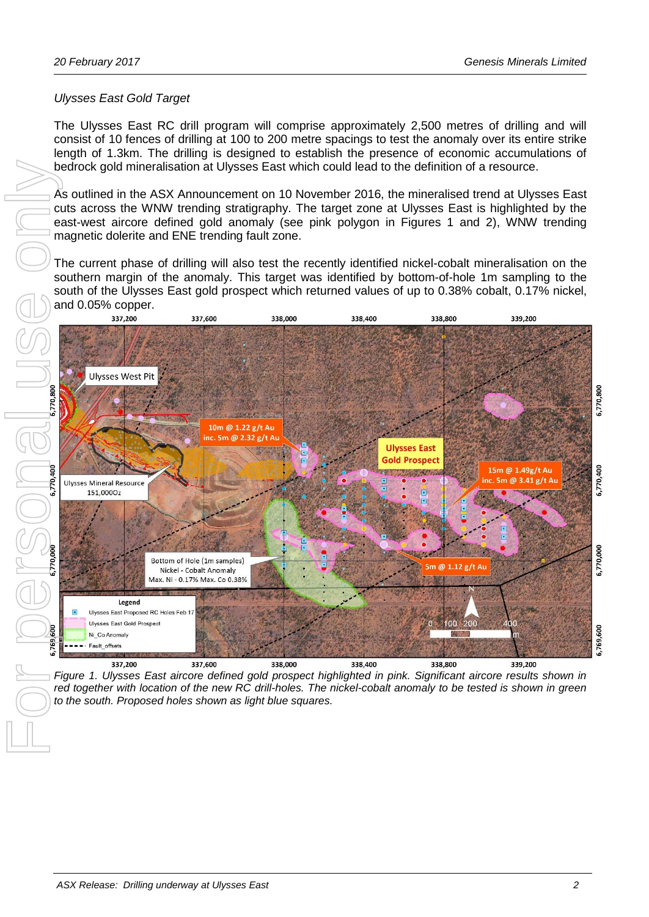*Ulysses East Gold Target*

The Ulysses East RC drill program will comprise approximately 2,500 metres of drilling and will consist of 10 fences of drilling at 100 to 200 metre spacings to test the anomaly over its entire strike length of 1.3km. The drilling is designed to establish the presence of economic accumulations of bedrock gold mineralisation at Ulysses East which could lead to the definition of a resource.

As outlined in the ASX Announcement on 10 November 2016, the mineralised trend at Ulysses East cuts across the WNW trending stratigraphy. The target zone at Ulysses East is highlighted by the east-west aircore defined gold anomaly (see pink polygon in Figures 1 and 2), WNW trending magnetic dolerite and ENE trending fault zone.

The current phase of drilling will also test the recently identified nickel-cobalt mineralisation on the southern margin of the anomaly. This target was identified by bottom-of-hole 1m sampling to the south of the Ulysses East gold prospect which returned values of up to 0.38% cobalt, 0.17% nickel, and 0.05% copper.

*Figure 1. Ulysses East aircore defined gold prospect highlighted in pink. Significant aircore results shown in red together with location of the new RC drill-holes. The nickel-cobalt anomaly to be tested is shown in green to the south. Proposed holes shown as light blue squares.*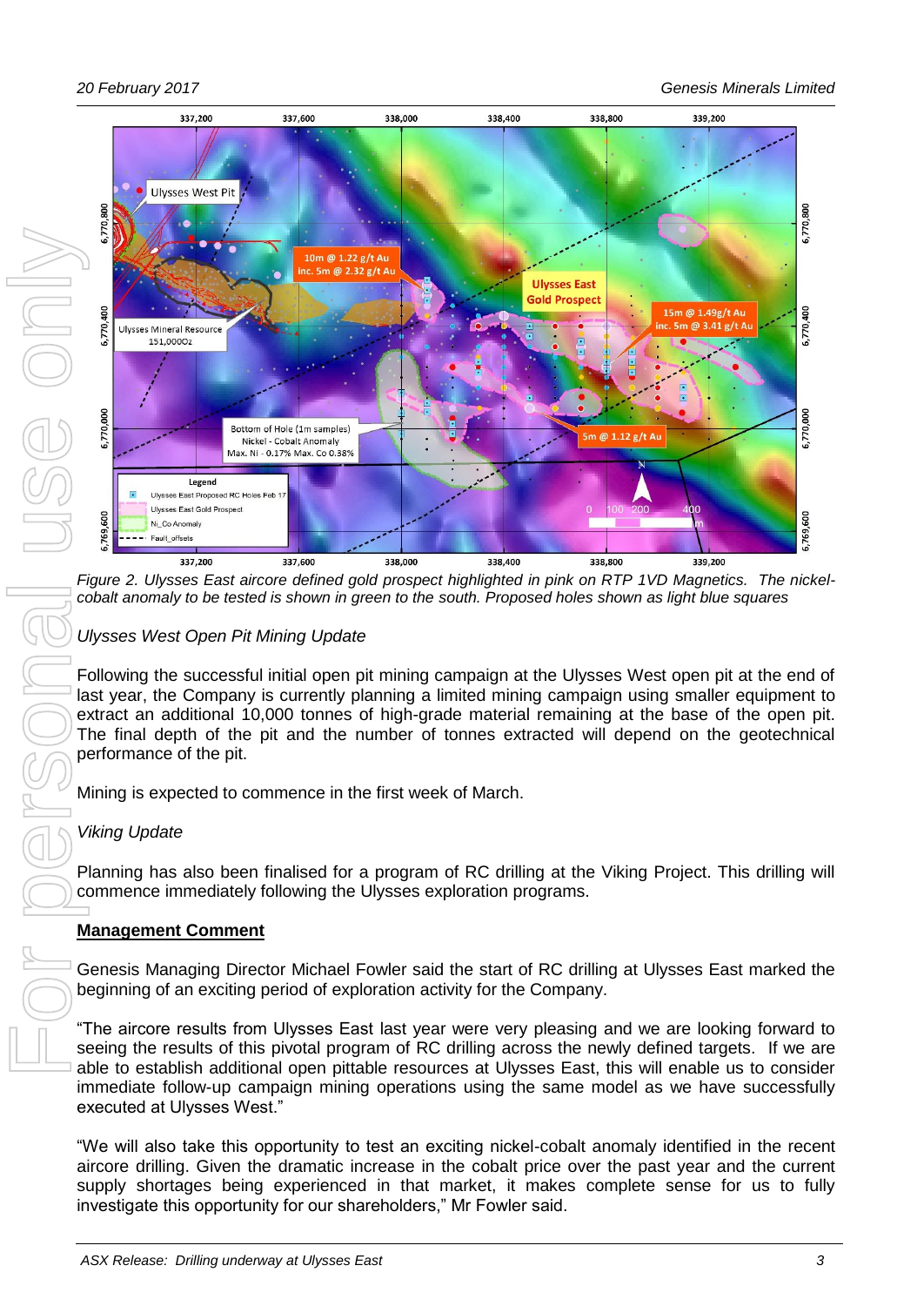Figure 2. Ulysses East aircore defined gold prospect highlighted in pink on RTP 1VD Magnetics. The nickel-cobalt anomaly to be tested is shown in green to the south. Proposed holes shown as light blue squares

*Ulysses West Open Pit Mining Update*

Following the successful initial open pit mining campaign at the Ulysses West open pit at the end of last year, the Company is currently planning a limited mining campaign using smaller equipment to extract an additional 10,000 tonnes of high-grade material remaining at the base of the open pit. The final depth of the pit and the number of tonnes extracted will depend on the geotechnical performance of the pit.

Mining is expected to commence in the first week of March.

*Viking Update*

Planning has also been finalised for a program of RC drilling at the Viking Project. This drilling will commence immediately following the Ulysses exploration programs.

**Management Comment**

Genesis Managing Director Michael Fowler said the start of RC drilling at Ulysses East marked the beginning of an exciting period of exploration activity for the Company.

"The aircore results from Ulysses East last year were very pleasing and we are looking forward to seeing the results of this pivotal program of RC drilling across the newly defined targets. If we are able to establish additional open pittable resources at Ulysses East, this will enable us to consider immediate follow-up campaign mining operations using the same model as we have successfully executed at Ulysses West."

"We will also take this opportunity to test an exciting nickel-cobalt anomaly identified in the recent aircore drilling. Given the dramatic increase in the cobalt price over the past year and the current supply shortages being experienced in that market, it makes complete sense for us to fully investigate this opportunity for our shareholders," Mr Fowler said.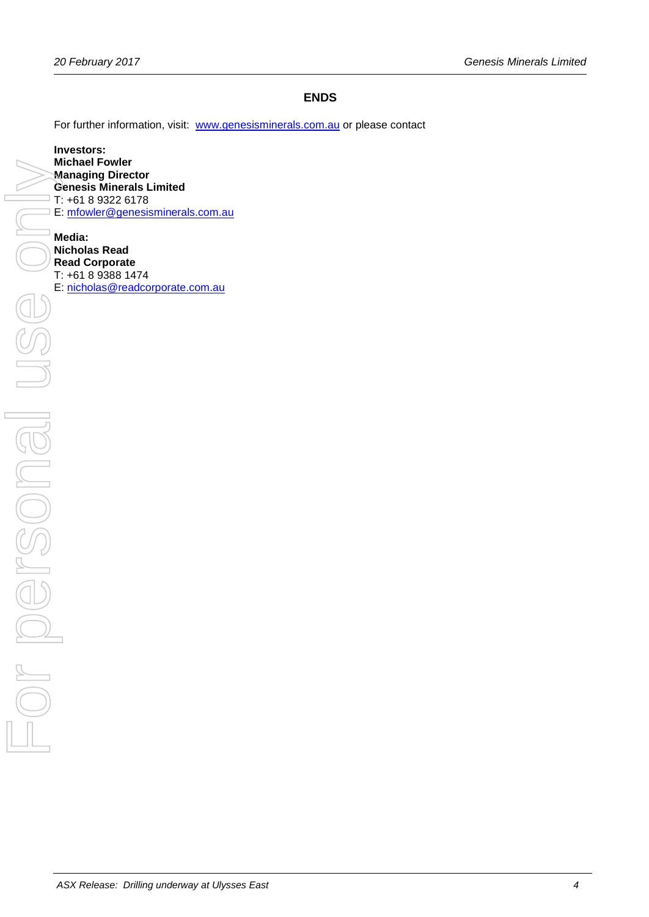**ENDS**

For further information, visit: www.genesisminerals.com.au or please contact

**Investors:**
**Michael Fowler**
**Managing Director**
**Genesis Minerals Limited**
T: +61 8 9322 6178
E: mfowler@genesisminerals.com.au

**Media:**
**Nicholas Read**
**Read Corporate**
T: +61 8 9388 1474
E: nicholas@readcorporate.com.au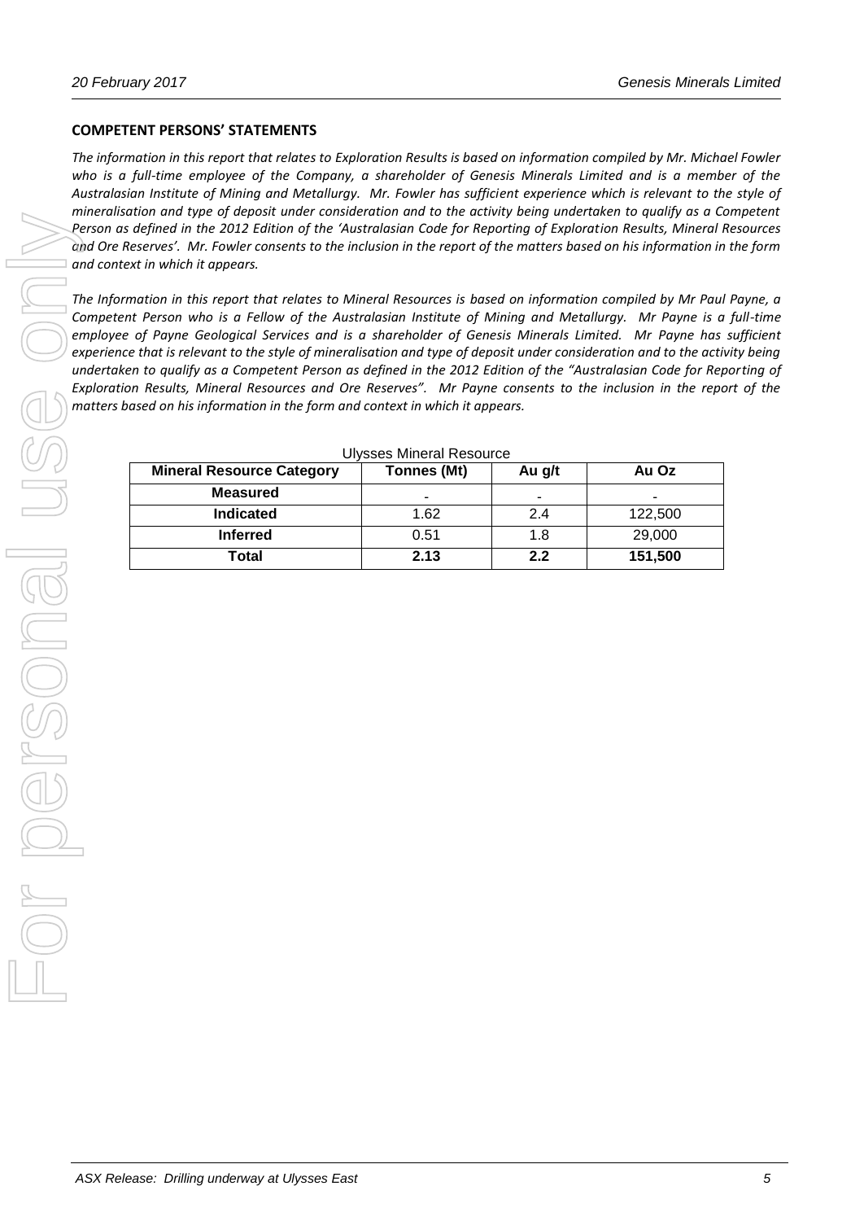## COMPETENT PERSONS' STATEMENTS

*The information in this report that relates to Exploration Results is based on information compiled by Mr. Michael Fowler who is a full-time employee of the Company, a shareholder of Genesis Minerals Limited and is a member of the Australasian Institute of Mining and Metallurgy. Mr. Fowler has sufficient experience which is relevant to the style of mineralisation and type of deposit under consideration and to the activity being undertaken to qualify as a Competent Person as defined in the 2012 Edition of the 'Australasian Code for Reporting of Exploration Results, Mineral Resources and Ore Reserves'. Mr. Fowler consents to the inclusion in the report of the matters based on his information in the form and context in which it appears.*

*The Information in this report that relates to Mineral Resources is based on information compiled by Mr Paul Payne, a Competent Person who is a Fellow of the Australasian Institute of Mining and Metallurgy. Mr Payne is a full-time employee of Payne Geological Services and is a shareholder of Genesis Minerals Limited. Mr Payne has sufficient experience that is relevant to the style of mineralisation and type of deposit under consideration and to the activity being undertaken to qualify as a Competent Person as defined in the 2012 Edition of the "Australasian Code for Reporting of Exploration Results, Mineral Resources and Ore Reserves". Mr Payne consents to the inclusion in the report of the matters based on his information in the form and context in which it appears.*

Ulysses Mineral Resource

| Mineral Resource Category | Tonnes (Mt) | Au g/t | Au Oz |
|---|---|---|---|
| **Measured** | - | - | - |
| **Indicated** | 1.62 | 2.4 | 122,500 |
| **Inferred** | 0.51 | 1.8 | 29,000 |
| **Total** | **2.13** | **2.2** | **151,500** |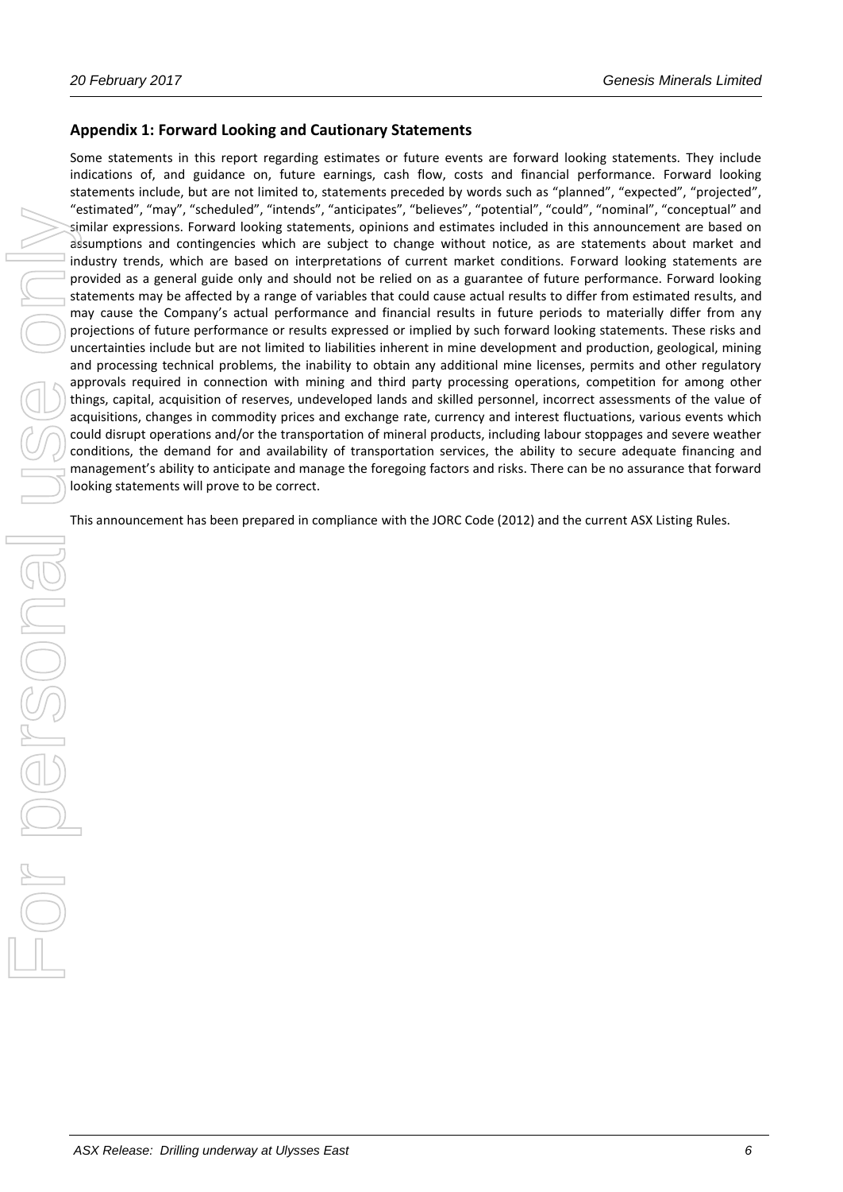## Appendix 1: Forward Looking and Cautionary Statements

Some statements in this report regarding estimates or future events are forward looking statements. They include indications of, and guidance on, future earnings, cash flow, costs and financial performance. Forward looking statements include, but are not limited to, statements preceded by words such as "planned", "expected", "projected", "estimated", "may", "scheduled", "intends", "anticipates", "believes", "potential", "could", "nominal", "conceptual" and similar expressions. Forward looking statements, opinions and estimates included in this announcement are based on assumptions and contingencies which are subject to change without notice, as are statements about market and industry trends, which are based on interpretations of current market conditions. Forward looking statements are provided as a general guide only and should not be relied on as a guarantee of future performance. Forward looking statements may be affected by a range of variables that could cause actual results to differ from estimated results, and may cause the Company's actual performance and financial results in future periods to materially differ from any projections of future performance or results expressed or implied by such forward looking statements. These risks and uncertainties include but are not limited to liabilities inherent in mine development and production, geological, mining and processing technical problems, the inability to obtain any additional mine licenses, permits and other regulatory approvals required in connection with mining and third party processing operations, competition for among other things, capital, acquisition of reserves, undeveloped lands and skilled personnel, incorrect assessments of the value of acquisitions, changes in commodity prices and exchange rate, currency and interest fluctuations, various events which could disrupt operations and/or the transportation of mineral products, including labour stoppages and severe weather conditions, the demand for and availability of transportation services, the ability to secure adequate financing and management's ability to anticipate and manage the foregoing factors and risks. There can be no assurance that forward looking statements will prove to be correct.

This announcement has been prepared in compliance with the JORC Code (2012) and the current ASX Listing Rules.